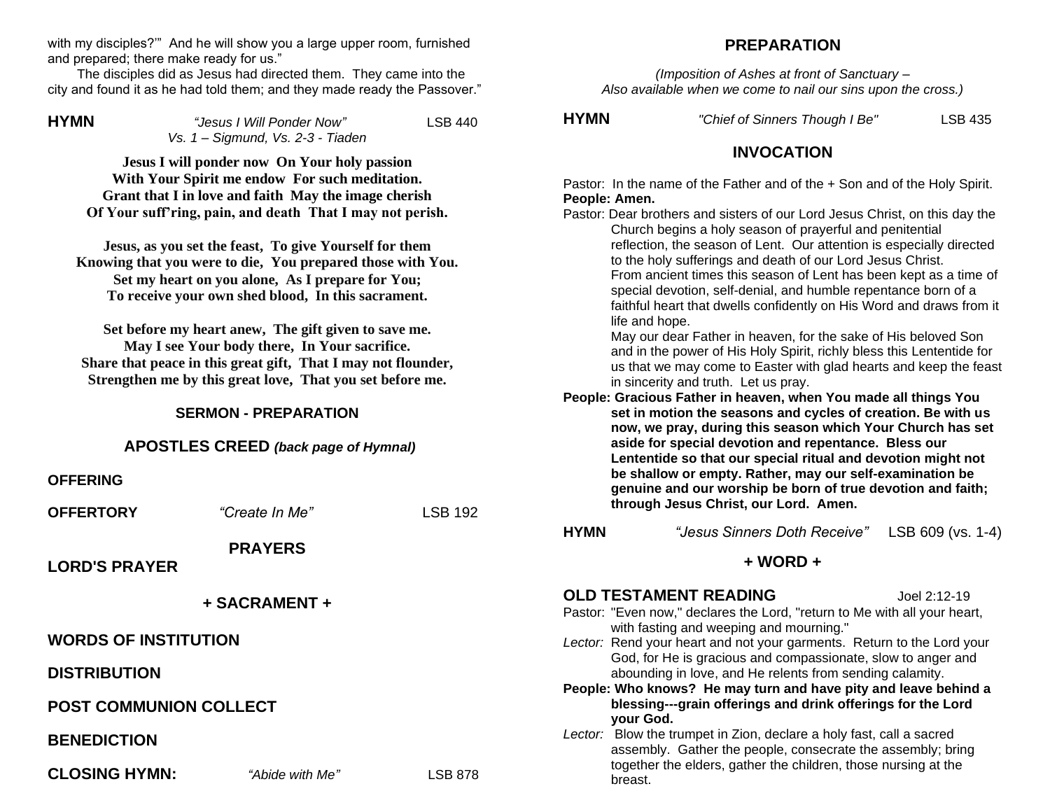with my disciples?'" And he will show you a large upper room, furnished and prepared; there make ready for us."

The disciples did as Jesus had directed them. They came into the city and found it as he had told them; and they made ready the Passover."

**HYMN** *"Jesus I Will Ponder Now"* LSB 440
*Vs. 1 – Sigmund, Vs. 2-3 - Tiaden*

**Jesus I will ponder now On Your holy passion**
**With Your Spirit me endow For such meditation.**
**Grant that I in love and faith May the image cherish**
**Of Your suff'ring, pain, and death That I may not perish.**

**Jesus, as you set the feast, To give Yourself for them**
**Knowing that you were to die, You prepared those with You.**
**Set my heart on you alone, As I prepare for You;**
**To receive your own shed blood, In this sacrament.**

**Set before my heart anew, The gift given to save me.**
**May I see Your body there, In Your sacrifice.**
**Share that peace in this great gift, That I may not flounder,**
**Strengthen me by this great love, That you set before me.**

## SERMON - PREPARATION

## APOSTLES CREED *(back page of Hymnal)*

**OFFERING**

**OFFERTORY** *"Create In Me"* LSB 192

## PRAYERS

**LORD'S PRAYER**

## + SACRAMENT +

**WORDS OF INSTITUTION**

**DISTRIBUTION**

**POST COMMUNION COLLECT**

**BENEDICTION**

**CLOSING HYMN:** *"Abide with Me"* LSB 878

## PREPARATION

*(Imposition of Ashes at front of Sanctuary – Also available when we come to nail our sins upon the cross.)*

**HYMN** *"Chief of Sinners Though I Be"* LSB 435

## INVOCATION

Pastor: In the name of the Father and of the + Son and of the Holy Spirit.
**People: Amen.**
Pastor: Dear brothers and sisters of our Lord Jesus Christ, on this day the Church begins a holy season of prayerful and penitential reflection, the season of Lent. Our attention is especially directed to the holy sufferings and death of our Lord Jesus Christ.
From ancient times this season of Lent has been kept as a time of special devotion, self-denial, and humble repentance born of a faithful heart that dwells confidently on His Word and draws from it life and hope.
May our dear Father in heaven, for the sake of His beloved Son and in the power of His Holy Spirit, richly bless this Lententide for us that we may come to Easter with glad hearts and keep the feast in sincerity and truth. Let us pray.
**People: Gracious Father in heaven, when You made all things You set in motion the seasons and cycles of creation. Be with us now, we pray, during this season which Your Church has set aside for special devotion and repentance. Bless our Lententide so that our special ritual and devotion might not be shallow or empty. Rather, may our self-examination be genuine and our worship be born of true devotion and faith; through Jesus Christ, our Lord. Amen.**

**HYMN** *"Jesus Sinners Doth Receive"* LSB 609 (vs. 1-4)

## + WORD +

**OLD TESTAMENT READING** Joel 2:12-19

Pastor: "Even now," declares the Lord, "return to Me with all your heart, with fasting and weeping and mourning."
*Lector:* Rend your heart and not your garments. Return to the Lord your God, for He is gracious and compassionate, slow to anger and abounding in love, and He relents from sending calamity.
**People: Who knows? He may turn and have pity and leave behind a blessing---grain offerings and drink offerings for the Lord your God.**
*Lector:* Blow the trumpet in Zion, declare a holy fast, call a sacred assembly. Gather the people, consecrate the assembly; bring together the elders, gather the children, those nursing at the breast.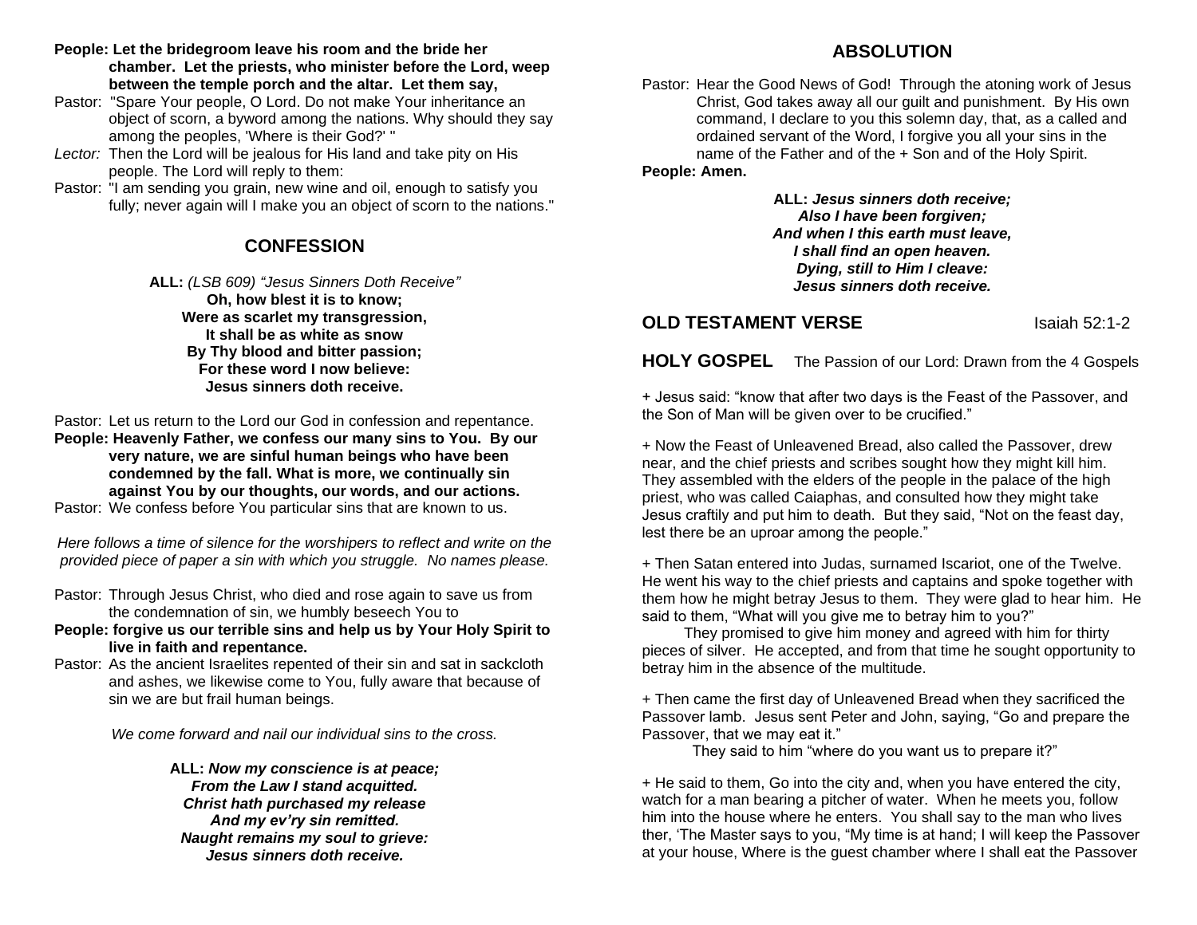**People: Let the bridegroom leave his room and the bride her chamber. Let the priests, who minister before the Lord, weep between the temple porch and the altar. Let them say,**

Pastor: "Spare Your people, O Lord. Do not make Your inheritance an object of scorn, a byword among the nations. Why should they say among the peoples, 'Where is their God?' "

*Lector:* Then the Lord will be jealous for His land and take pity on His people. The Lord will reply to them:

Pastor: "I am sending you grain, new wine and oil, enough to satisfy you fully; never again will I make you an object of scorn to the nations."

## CONFESSION

**ALL:** *(LSB 609) "Jesus Sinners Doth Receive"*
**Oh, how blest it is to know;**
**Were as scarlet my transgression,**
**It shall be as white as snow**
**By Thy blood and bitter passion;**
**For these word I now believe:**
**Jesus sinners doth receive.**

Pastor: Let us return to the Lord our God in confession and repentance.

**People: Heavenly Father, we confess our many sins to You. By our very nature, we are sinful human beings who have been condemned by the fall. What is more, we continually sin against You by our thoughts, our words, and our actions.**

Pastor: We confess before You particular sins that are known to us.

*Here follows a time of silence for the worshipers to reflect and write on the provided piece of paper a sin with which you struggle. No names please.*

Pastor: Through Jesus Christ, who died and rose again to save us from the condemnation of sin, we humbly beseech You to

**People: forgive us our terrible sins and help us by Your Holy Spirit to live in faith and repentance.**

Pastor: As the ancient Israelites repented of their sin and sat in sackcloth and ashes, we likewise come to You, fully aware that because of sin we are but frail human beings.

*We come forward and nail our individual sins to the cross.*

**ALL:** ***Now my conscience is at peace;***
***From the Law I stand acquitted.***
***Christ hath purchased my release***
***And my ev'ry sin remitted.***
***Naught remains my soul to grieve:***
***Jesus sinners doth receive.***

## ABSOLUTION

Pastor: Hear the Good News of God! Through the atoning work of Jesus Christ, God takes away all our guilt and punishment. By His own command, I declare to you this solemn day, that, as a called and ordained servant of the Word, I forgive you all your sins in the name of the Father and of the + Son and of the Holy Spirit.

**People: Amen.**

**ALL:** ***Jesus sinners doth receive;***
***Also I have been forgiven;***
***And when I this earth must leave,***
***I shall find an open heaven.***
***Dying, still to Him I cleave:***
***Jesus sinners doth receive.***

## OLD TESTAMENT VERSE

Isaiah 52:1-2

## HOLY GOSPEL

The Passion of our Lord: Drawn from the 4 Gospels

+ Jesus said: "know that after two days is the Feast of the Passover, and the Son of Man will be given over to be crucified."

+ Now the Feast of Unleavened Bread, also called the Passover, drew near, and the chief priests and scribes sought how they might kill him. They assembled with the elders of the people in the palace of the high priest, who was called Caiaphas, and consulted how they might take Jesus craftily and put him to death. But they said, "Not on the feast day, lest there be an uproar among the people."

+ Then Satan entered into Judas, surnamed Iscariot, one of the Twelve. He went his way to the chief priests and captains and spoke together with them how he might betray Jesus to them. They were glad to hear him. He said to them, "What will you give me to betray him to you?"

They promised to give him money and agreed with him for thirty pieces of silver. He accepted, and from that time he sought opportunity to betray him in the absence of the multitude.

+ Then came the first day of Unleavened Bread when they sacrificed the Passover lamb. Jesus sent Peter and John, saying, "Go and prepare the Passover, that we may eat it."

They said to him "where do you want us to prepare it?"

+ He said to them, Go into the city and, when you have entered the city, watch for a man bearing a pitcher of water. When he meets you, follow him into the house where he enters. You shall say to the man who lives ther, 'The Master says to you, "My time is at hand; I will keep the Passover at your house, Where is the guest chamber where I shall eat the Passover